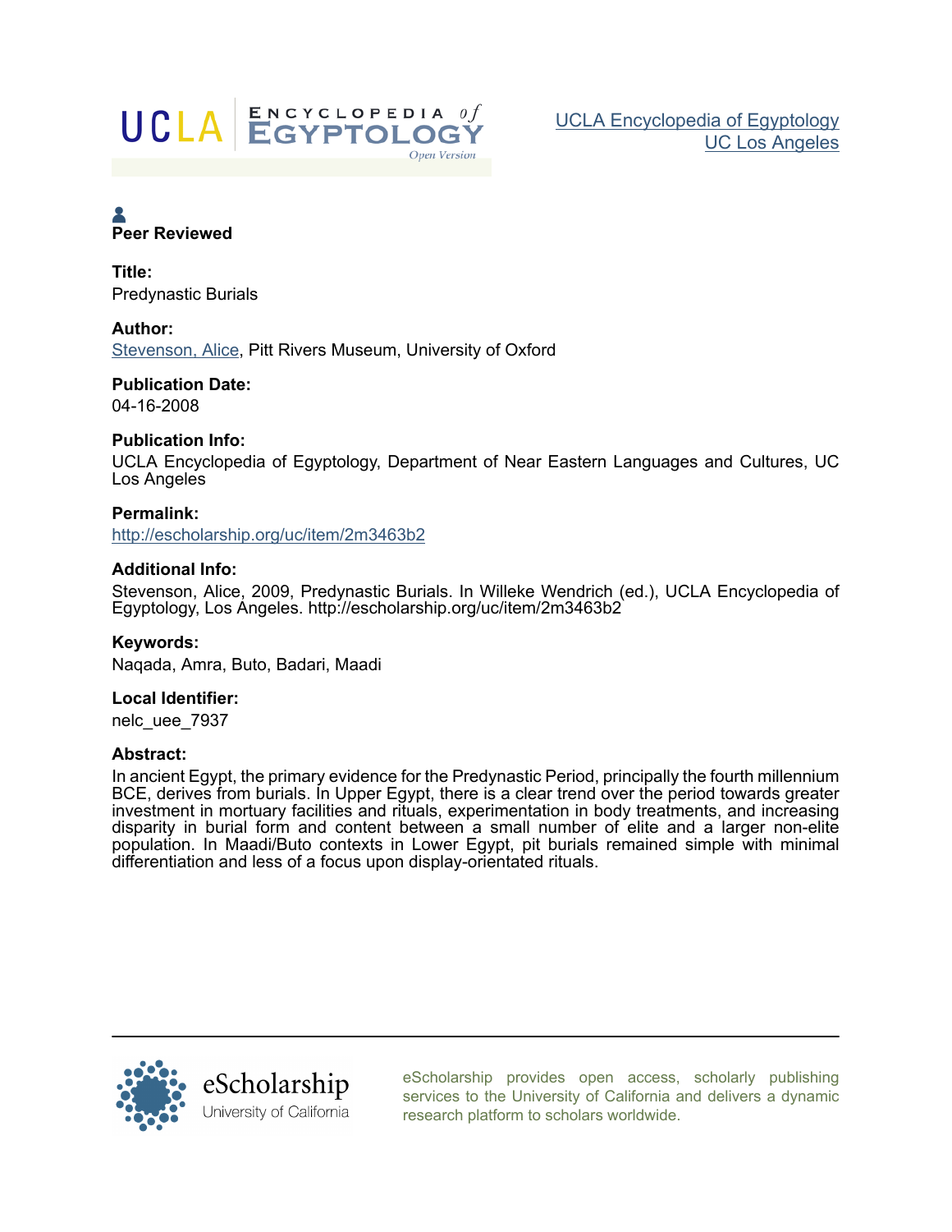UCLA Encyclopedia of Egyptology
UC Los Angeles

**Peer Reviewed**

**Title:**
Predynastic Burials

**Author:**
Stevenson, Alice, Pitt Rivers Museum, University of Oxford

**Publication Date:**
04-16-2008

**Publication Info:**
UCLA Encyclopedia of Egyptology, Department of Near Eastern Languages and Cultures, UC Los Angeles

**Permalink:**
http://escholarship.org/uc/item/2m3463b2

**Additional Info:**
Stevenson, Alice, 2009, Predynastic Burials. In Willeke Wendrich (ed.), UCLA Encyclopedia of Egyptology, Los Angeles. http://escholarship.org/uc/item/2m3463b2

**Keywords:**
Naqada, Amra, Buto, Badari, Maadi

**Local Identifier:**
nelc_uee_7937

**Abstract:**
In ancient Egypt, the primary evidence for the Predynastic Period, principally the fourth millennium BCE, derives from burials. In Upper Egypt, there is a clear trend over the period towards greater investment in mortuary facilities and rituals, experimentation in body treatments, and increasing disparity in burial form and content between a small number of elite and a larger non-elite population. In Maadi/Buto contexts in Lower Egypt, pit burials remained simple with minimal differentiation and less of a focus upon display-orientated rituals.

eScholarship provides open access, scholarly publishing services to the University of California and delivers a dynamic research platform to scholars worldwide.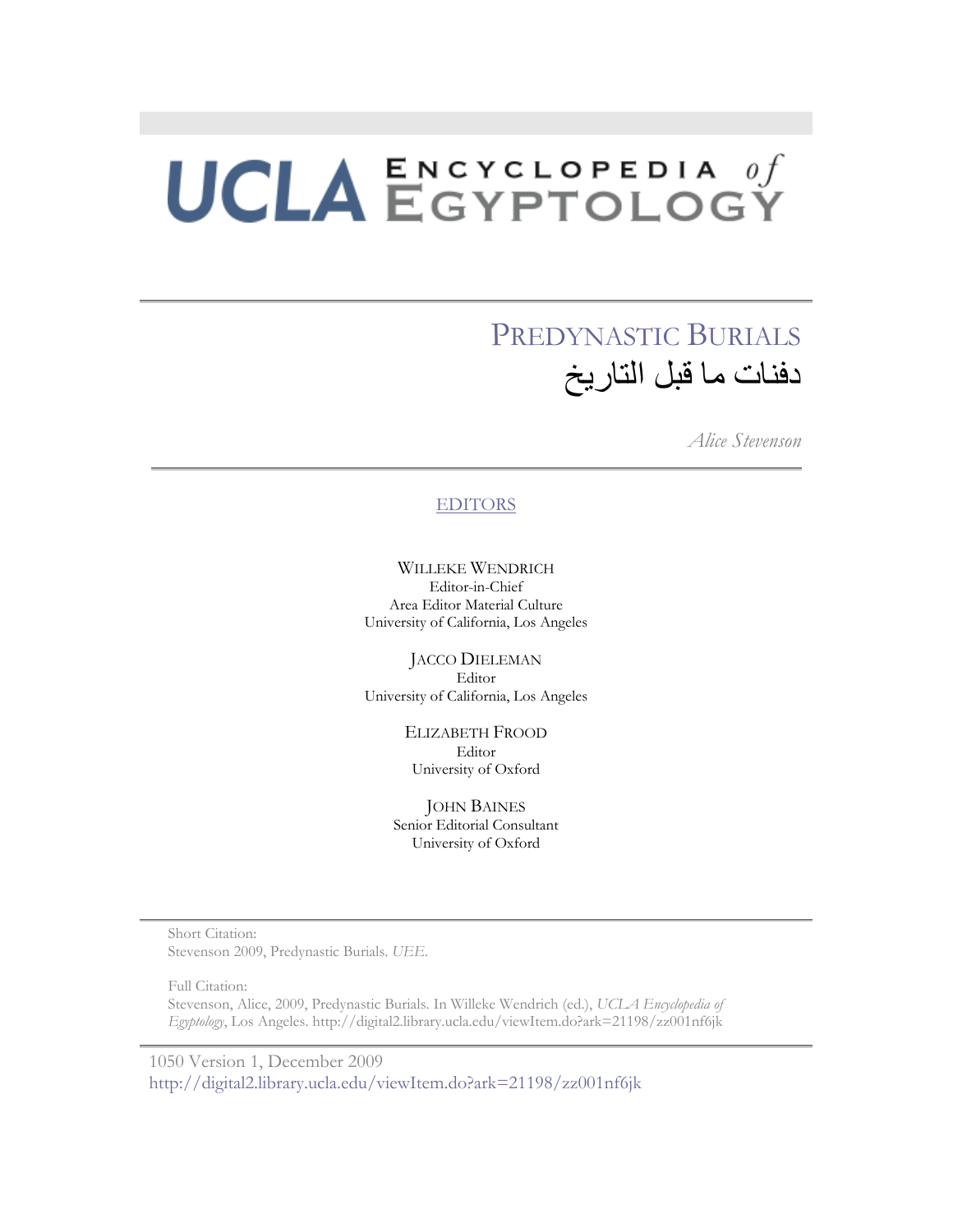# UCLA ENCYCLOPEDIA *of* EGYPTOLOGY

## PREDYNASTIC BURIALS

## دفنات ما قبل التاريخ

*Alice Stevenson*

EDITORS

WILLEKE WENDRICH
Editor-in-Chief
Area Editor Material Culture
University of California, Los Angeles

JACCO DIELEMAN
Editor
University of California, Los Angeles

ELIZABETH FROOD
Editor
University of Oxford

JOHN BAINES
Senior Editorial Consultant
University of Oxford

Short Citation:
Stevenson 2009, Predynastic Burials. *UEE.*

Full Citation:
Stevenson, Alice, 2009, Predynastic Burials. In Willeke Wendrich (ed.), *UCLA Encyclopedia of Egyptology*, Los Angeles. http://digital2.library.ucla.edu/viewItem.do?ark=21198/zz001nf6jk

1050 Version 1, December 2009
http://digital2.library.ucla.edu/viewItem.do?ark=21198/zz001nf6jk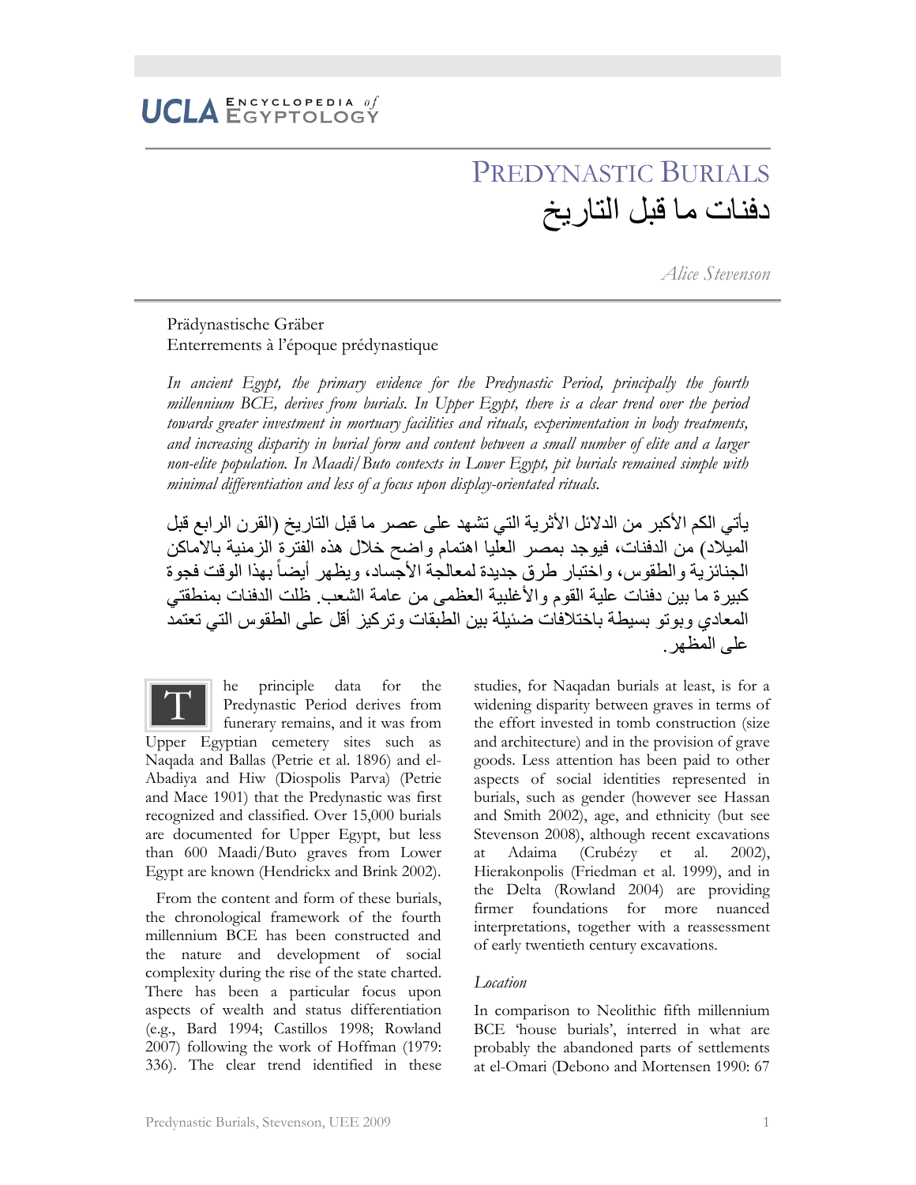UCLA ENCYCLOPEDIA *of* EGYPTOLOGY

# PREDYNASTIC BURIALS

# دفنات ما قبل التاريخ

*Alice Stevenson*

Prädynastische Gräber
Enterrements à l'époque prédynastique

*In ancient Egypt, the primary evidence for the Predynastic Period, principally the fourth millennium BCE, derives from burials. In Upper Egypt, there is a clear trend over the period towards greater investment in mortuary facilities and rituals, experimentation in body treatments, and increasing disparity in burial form and content between a small number of elite and a larger non-elite population. In Maadi/Buto contexts in Lower Egypt, pit burials remained simple with minimal differentiation and less of a focus upon display-orientated rituals.*

يأتي الكم الأكبر من الدلائل الأثرية التي تشهد على عصر ما قبل التاريخ (القرن الرابع قبل الميلاد) من الدفنات، فيوجد بمصر العليا اهتمام واضح خلال هذه الفترة الزمنية بالاماكن الجنائزية والطقوس، واختبار طرق جديدة لمعالجة الأجساد، ويظهر أيضاً بهذا الوقت فجوة كبيرة ما بين دفنات علية القوم والأغلبية العظمى من عامة الشعب. ظلت الدفنات بمنطقتي المعادي وبوتو بسيطة باختلافات ضئيلة بين الطبقات وتركيز أقل على الطقوس التي تعتمد على المظهر.

The principle data for the Predynastic Period derives from funerary remains, and it was from Upper Egyptian cemetery sites such as Naqada and Ballas (Petrie et al. 1896) and el-Abadiya and Hiw (Diospolis Parva) (Petrie and Mace 1901) that the Predynastic was first recognized and classified. Over 15,000 burials are documented for Upper Egypt, but less than 600 Maadi/Buto graves from Lower Egypt are known (Hendrickx and Brink 2002).

From the content and form of these burials, the chronological framework of the fourth millennium BCE has been constructed and the nature and development of social complexity during the rise of the state charted. There has been a particular focus upon aspects of wealth and status differentiation (e.g., Bard 1994; Castillos 1998; Rowland 2007) following the work of Hoffman (1979: 336). The clear trend identified in these studies, for Naqadan burials at least, is for a widening disparity between graves in terms of the effort invested in tomb construction (size and architecture) and in the provision of grave goods. Less attention has been paid to other aspects of social identities represented in burials, such as gender (however see Hassan and Smith 2002), age, and ethnicity (but see Stevenson 2008), although recent excavations at Adaima (Crubézy et al. 2002), Hierakonpolis (Friedman et al. 1999), and in the Delta (Rowland 2004) are providing firmer foundations for more nuanced interpretations, together with a reassessment of early twentieth century excavations.

## *Location*

In comparison to Neolithic fifth millennium BCE 'house burials', interred in what are probably the abandoned parts of settlements at el-Omari (Debono and Mortensen 1990: 67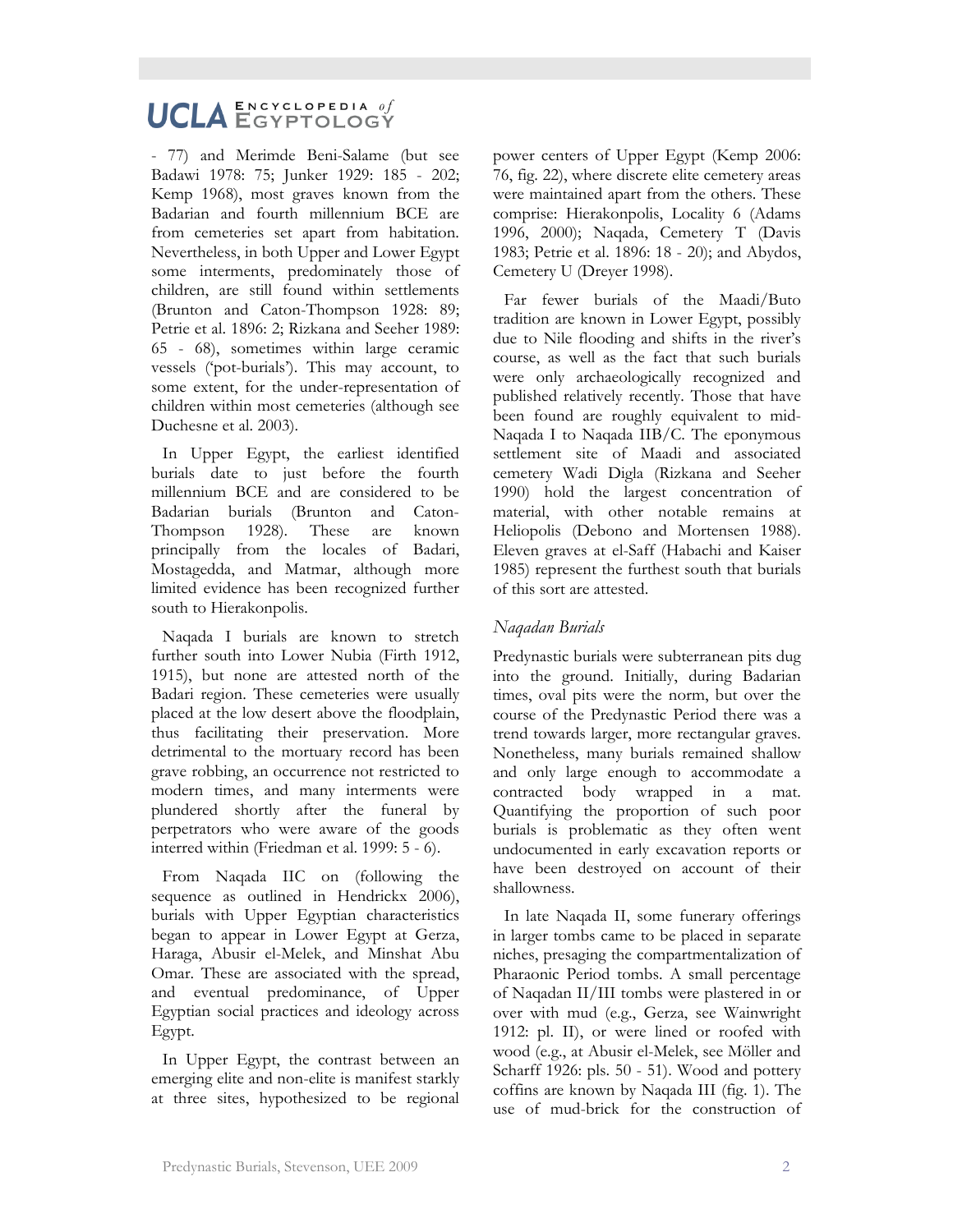- 77) and Merimde Beni-Salame (but see Badawi 1978: 75; Junker 1929: 185 - 202; Kemp 1968), most graves known from the Badarian and fourth millennium BCE are from cemeteries set apart from habitation. Nevertheless, in both Upper and Lower Egypt some interments, predominately those of children, are still found within settlements (Brunton and Caton-Thompson 1928: 89; Petrie et al. 1896: 2; Rizkana and Seeher 1989: 65 - 68), sometimes within large ceramic vessels ('pot-burials'). This may account, to some extent, for the under-representation of children within most cemeteries (although see Duchesne et al. 2003).

In Upper Egypt, the earliest identified burials date to just before the fourth millennium BCE and are considered to be Badarian burials (Brunton and Caton-Thompson 1928). These are known principally from the locales of Badari, Mostagedda, and Matmar, although more limited evidence has been recognized further south to Hierakonpolis.

Naqada I burials are known to stretch further south into Lower Nubia (Firth 1912, 1915), but none are attested north of the Badari region. These cemeteries were usually placed at the low desert above the floodplain, thus facilitating their preservation. More detrimental to the mortuary record has been grave robbing, an occurrence not restricted to modern times, and many interments were plundered shortly after the funeral by perpetrators who were aware of the goods interred within (Friedman et al. 1999: 5 - 6).

From Naqada IIC on (following the sequence as outlined in Hendrickx 2006), burials with Upper Egyptian characteristics began to appear in Lower Egypt at Gerza, Haraga, Abusir el-Melek, and Minshat Abu Omar. These are associated with the spread, and eventual predominance, of Upper Egyptian social practices and ideology across Egypt.

In Upper Egypt, the contrast between an emerging elite and non-elite is manifest starkly at three sites, hypothesized to be regional power centers of Upper Egypt (Kemp 2006: 76, fig. 22), where discrete elite cemetery areas were maintained apart from the others. These comprise: Hierakonpolis, Locality 6 (Adams 1996, 2000); Naqada, Cemetery T (Davis 1983; Petrie et al. 1896: 18 - 20); and Abydos, Cemetery U (Dreyer 1998).

Far fewer burials of the Maadi/Buto tradition are known in Lower Egypt, possibly due to Nile flooding and shifts in the river's course, as well as the fact that such burials were only archaeologically recognized and published relatively recently. Those that have been found are roughly equivalent to mid-Naqada I to Naqada IIB/C. The eponymous settlement site of Maadi and associated cemetery Wadi Digla (Rizkana and Seeher 1990) hold the largest concentration of material, with other notable remains at Heliopolis (Debono and Mortensen 1988). Eleven graves at el-Saff (Habachi and Kaiser 1985) represent the furthest south that burials of this sort are attested.

### *Naqadan Burials*

Predynastic burials were subterranean pits dug into the ground. Initially, during Badarian times, oval pits were the norm, but over the course of the Predynastic Period there was a trend towards larger, more rectangular graves. Nonetheless, many burials remained shallow and only large enough to accommodate a contracted body wrapped in a mat. Quantifying the proportion of such poor burials is problematic as they often went undocumented in early excavation reports or have been destroyed on account of their shallowness.

In late Naqada II, some funerary offerings in larger tombs came to be placed in separate niches, presaging the compartmentalization of Pharaonic Period tombs. A small percentage of Naqadan II/III tombs were plastered in or over with mud (e.g., Gerza, see Wainwright 1912: pl. II), or were lined or roofed with wood (e.g., at Abusir el-Melek, see Möller and Scharff 1926: pls. 50 - 51). Wood and pottery coffins are known by Naqada III (fig. 1). The use of mud-brick for the construction of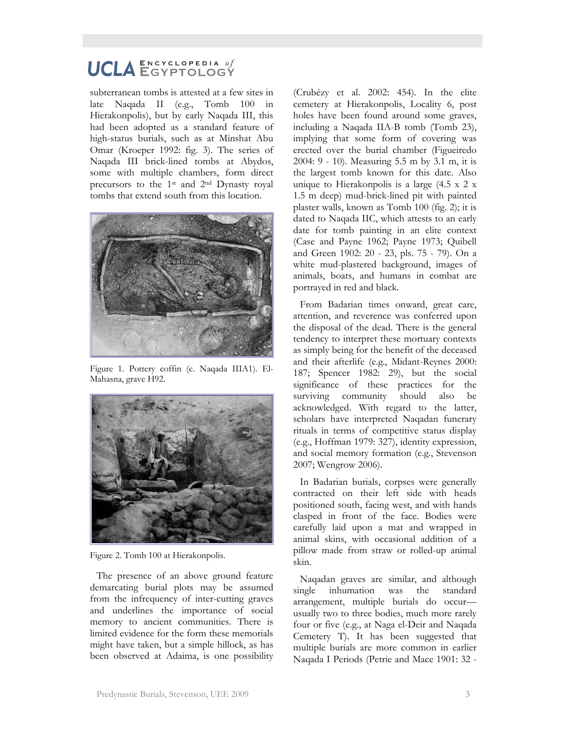subterranean tombs is attested at a few sites in late Naqada II (e.g., Tomb 100 in Hierakonpolis), but by early Naqada III, this had been adopted as a standard feature of high-status burials, such as at Minshat Abu Omar (Kroeper 1992: fig. 3). The series of Naqada III brick-lined tombs at Abydos, some with multiple chambers, form direct precursors to the 1st and 2nd Dynasty royal tombs that extend south from this location.

Figure 1. Pottery coffin (c. Naqada IIIA1). El-Mahasna, grave H92.

Figure 2. Tomb 100 at Hierakonpolis.

The presence of an above ground feature demarcating burial plots may be assumed from the infrequency of inter-cutting graves and underlines the importance of social memory to ancient communities. There is limited evidence for the form these memorials might have taken, but a simple hillock, as has been observed at Adaima, is one possibility (Crubézy et al. 2002: 454). In the elite cemetery at Hierakonpolis, Locality 6, post holes have been found around some graves, including a Naqada IIA-B tomb (Tomb 23), implying that some form of covering was erected over the burial chamber (Figueiredo 2004: 9 - 10). Measuring 5.5 m by 3.1 m, it is the largest tomb known for this date. Also unique to Hierakonpolis is a large (4.5 x 2 x 1.5 m deep) mud-brick-lined pit with painted plaster walls, known as Tomb 100 (fig. 2); it is dated to Naqada IIC, which attests to an early date for tomb painting in an elite context (Case and Payne 1962; Payne 1973; Quibell and Green 1902: 20 - 23, pls. 75 - 79). On a white mud-plastered background, images of animals, boats, and humans in combat are portrayed in red and black.

From Badarian times onward, great care, attention, and reverence was conferred upon the disposal of the dead. There is the general tendency to interpret these mortuary contexts as simply being for the benefit of the deceased and their afterlife (e.g., Midant-Reynes 2000: 187; Spencer 1982: 29), but the social significance of these practices for the surviving community should also be acknowledged. With regard to the latter, scholars have interpreted Naqadan funerary rituals in terms of competitive status display (e.g., Hoffman 1979: 327), identity expression, and social memory formation (e.g., Stevenson 2007; Wengrow 2006).

In Badarian burials, corpses were generally contracted on their left side with heads positioned south, facing west, and with hands clasped in front of the face. Bodies were carefully laid upon a mat and wrapped in animal skins, with occasional addition of a pillow made from straw or rolled-up animal skin.

Naqadan graves are similar, and although single inhumation was the standard arrangement, multiple burials do occur—usually two to three bodies, much more rarely four or five (e.g., at Naga el-Deir and Naqada Cemetery T). It has been suggested that multiple burials are more common in earlier Naqada I Periods (Petrie and Mace 1901: 32 -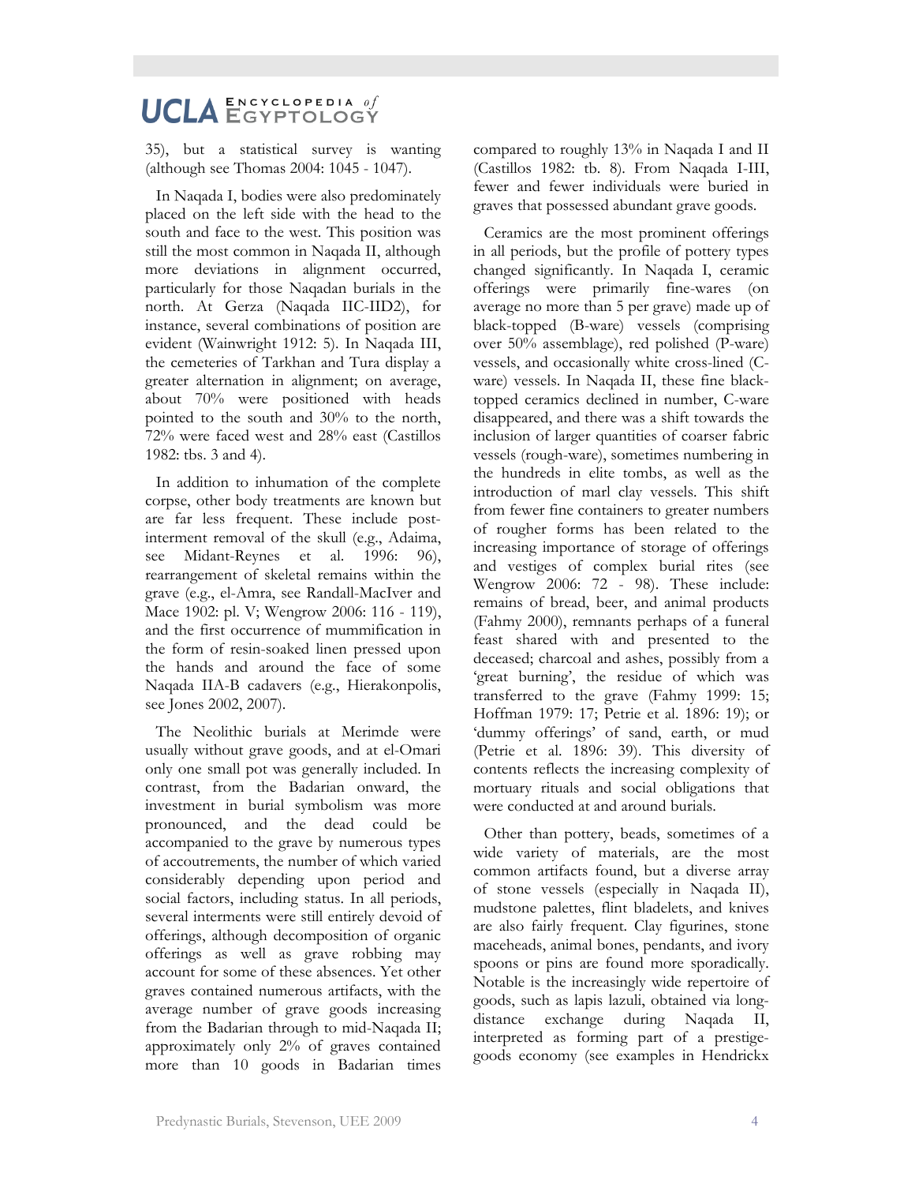35), but a statistical survey is wanting (although see Thomas 2004: 1045 - 1047).

In Naqada I, bodies were also predominately placed on the left side with the head to the south and face to the west. This position was still the most common in Naqada II, although more deviations in alignment occurred, particularly for those Naqadan burials in the north. At Gerza (Naqada IIC-IID2), for instance, several combinations of position are evident (Wainwright 1912: 5). In Naqada III, the cemeteries of Tarkhan and Tura display a greater alternation in alignment; on average, about 70% were positioned with heads pointed to the south and 30% to the north, 72% were faced west and 28% east (Castillos 1982: tbs. 3 and 4).

In addition to inhumation of the complete corpse, other body treatments are known but are far less frequent. These include post-interment removal of the skull (e.g., Adaima, see Midant-Reynes et al. 1996: 96), rearrangement of skeletal remains within the grave (e.g., el-Amra, see Randall-MacIver and Mace 1902: pl. V; Wengrow 2006: 116 - 119), and the first occurrence of mummification in the form of resin-soaked linen pressed upon the hands and around the face of some Naqada IIA-B cadavers (e.g., Hierakonpolis, see Jones 2002, 2007).

The Neolithic burials at Merimde were usually without grave goods, and at el-Omari only one small pot was generally included. In contrast, from the Badarian onward, the investment in burial symbolism was more pronounced, and the dead could be accompanied to the grave by numerous types of accoutrements, the number of which varied considerably depending upon period and social factors, including status. In all periods, several interments were still entirely devoid of offerings, although decomposition of organic offerings as well as grave robbing may account for some of these absences. Yet other graves contained numerous artifacts, with the average number of grave goods increasing from the Badarian through to mid-Naqada II; approximately only 2% of graves contained more than 10 goods in Badarian times compared to roughly 13% in Naqada I and II (Castillos 1982: tb. 8). From Naqada I-III, fewer and fewer individuals were buried in graves that possessed abundant grave goods.

Ceramics are the most prominent offerings in all periods, but the profile of pottery types changed significantly. In Naqada I, ceramic offerings were primarily fine-wares (on average no more than 5 per grave) made up of black-topped (B-ware) vessels (comprising over 50% assemblage), red polished (P-ware) vessels, and occasionally white cross-lined (C-ware) vessels. In Naqada II, these fine black-topped ceramics declined in number, C-ware disappeared, and there was a shift towards the inclusion of larger quantities of coarser fabric vessels (rough-ware), sometimes numbering in the hundreds in elite tombs, as well as the introduction of marl clay vessels. This shift from fewer fine containers to greater numbers of rougher forms has been related to the increasing importance of storage of offerings and vestiges of complex burial rites (see Wengrow 2006: 72 - 98). These include: remains of bread, beer, and animal products (Fahmy 2000), remnants perhaps of a funeral feast shared with and presented to the deceased; charcoal and ashes, possibly from a 'great burning', the residue of which was transferred to the grave (Fahmy 1999: 15; Hoffman 1979: 17; Petrie et al. 1896: 19); or 'dummy offerings' of sand, earth, or mud (Petrie et al. 1896: 39). This diversity of contents reflects the increasing complexity of mortuary rituals and social obligations that were conducted at and around burials.

Other than pottery, beads, sometimes of a wide variety of materials, are the most common artifacts found, but a diverse array of stone vessels (especially in Naqada II), mudstone palettes, flint bladelets, and knives are also fairly frequent. Clay figurines, stone maceheads, animal bones, pendants, and ivory spoons or pins are found more sporadically. Notable is the increasingly wide repertoire of goods, such as lapis lazuli, obtained via long-distance exchange during Naqada II, interpreted as forming part of a prestige-goods economy (see examples in Hendrickx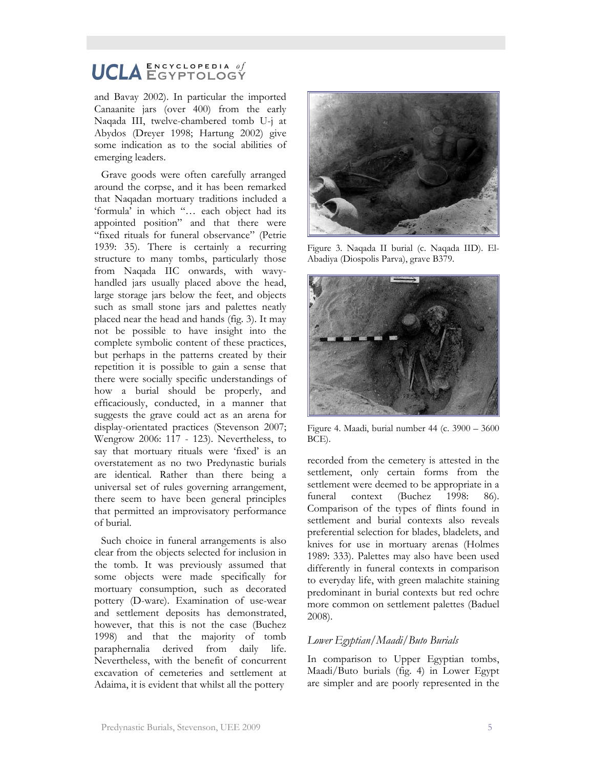and Bavay 2002). In particular the imported Canaanite jars (over 400) from the early Naqada III, twelve-chambered tomb U-j at Abydos (Dreyer 1998; Hartung 2002) give some indication as to the social abilities of emerging leaders.

Grave goods were often carefully arranged around the corpse, and it has been remarked that Naqadan mortuary traditions included a 'formula' in which "… each object had its appointed position" and that there were "fixed rituals for funeral observance" (Petrie 1939: 35). There is certainly a recurring structure to many tombs, particularly those from Naqada IIC onwards, with wavy-handled jars usually placed above the head, large storage jars below the feet, and objects such as small stone jars and palettes neatly placed near the head and hands (fig. 3). It may not be possible to have insight into the complete symbolic content of these practices, but perhaps in the patterns created by their repetition it is possible to gain a sense that there were socially specific understandings of how a burial should be properly, and efficaciously, conducted, in a manner that suggests the grave could act as an arena for display-orientated practices (Stevenson 2007; Wengrow 2006: 117 - 123). Nevertheless, to say that mortuary rituals were 'fixed' is an overstatement as no two Predynastic burials are identical. Rather than there being a universal set of rules governing arrangement, there seem to have been general principles that permitted an improvisatory performance of burial.

Such choice in funeral arrangements is also clear from the objects selected for inclusion in the tomb. It was previously assumed that some objects were made specifically for mortuary consumption, such as decorated pottery (D-ware). Examination of use-wear and settlement deposits has demonstrated, however, that this is not the case (Buchez 1998) and that the majority of tomb paraphernalia derived from daily life. Nevertheless, with the benefit of concurrent excavation of cemeteries and settlement at Adaima, it is evident that whilst all the pottery recorded from the cemetery is attested in the settlement, only certain forms from the settlement were deemed to be appropriate in a funeral context (Buchez 1998: 86). Comparison of the types of flints found in settlement and burial contexts also reveals preferential selection for blades, bladelets, and knives for use in mortuary arenas (Holmes 1989: 333). Palettes may also have been used differently in funeral contexts in comparison to everyday life, with green malachite staining predominant in burial contexts but red ochre more common on settlement palettes (Baduel 2008).

Figure 3. Naqada II burial (c. Naqada IID). El-Abadiya (Diospolis Parva), grave B379.

Figure 4. Maadi, burial number 44 (c. 3900 – 3600 BCE).

### *Lower Egyptian/Maadi/Buto Burials*

In comparison to Upper Egyptian tombs, Maadi/Buto burials (fig. 4) in Lower Egypt are simpler and are poorly represented in the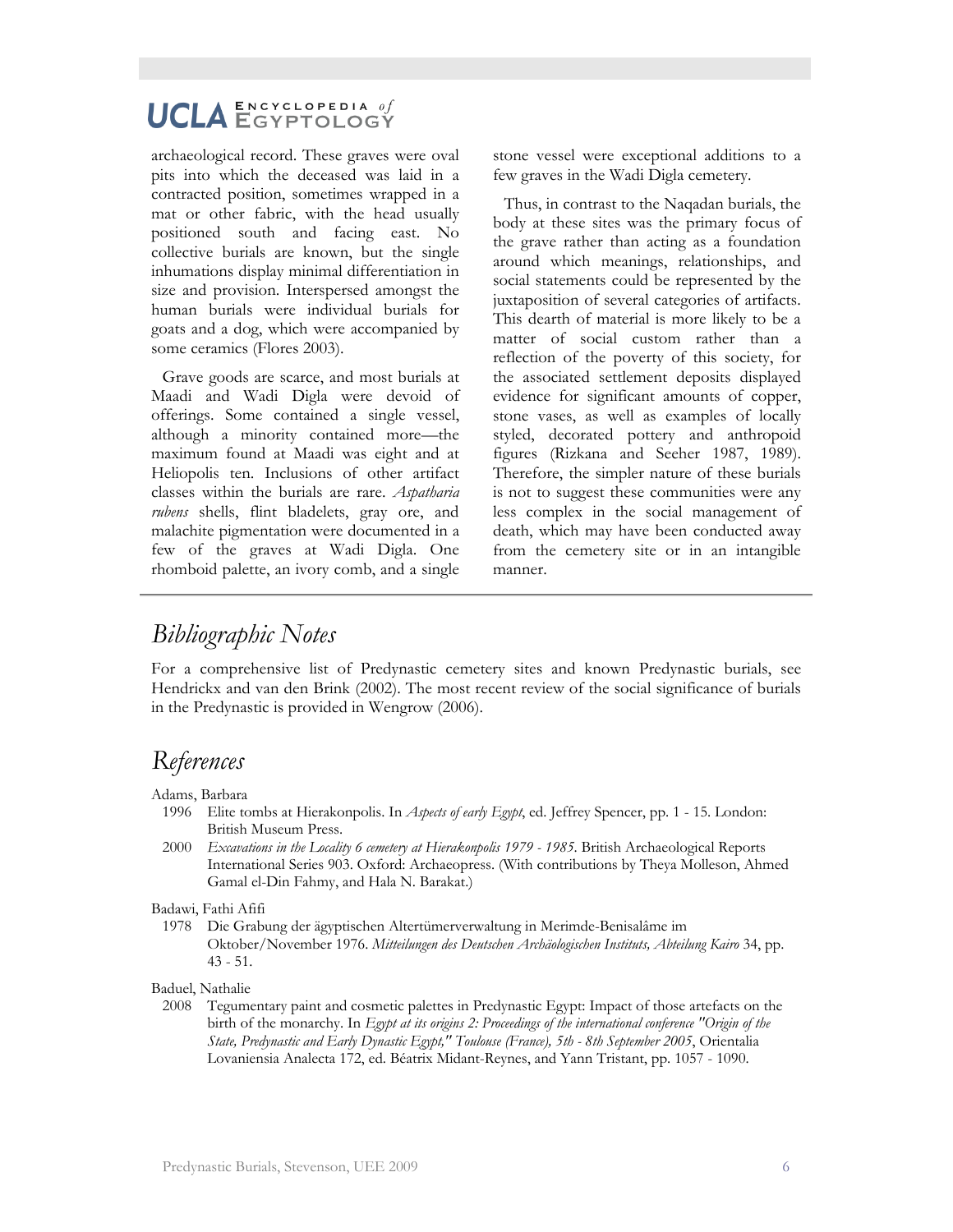archaeological record. These graves were oval pits into which the deceased was laid in a contracted position, sometimes wrapped in a mat or other fabric, with the head usually positioned south and facing east. No collective burials are known, but the single inhumations display minimal differentiation in size and provision. Interspersed amongst the human burials were individual burials for goats and a dog, which were accompanied by some ceramics (Flores 2003).

Grave goods are scarce, and most burials at Maadi and Wadi Digla were devoid of offerings. Some contained a single vessel, although a minority contained more—the maximum found at Maadi was eight and at Heliopolis ten. Inclusions of other artifact classes within the burials are rare. *Aspatharia rubens* shells, flint bladelets, gray ore, and malachite pigmentation were documented in a few of the graves at Wadi Digla. One rhomboid palette, an ivory comb, and a single stone vessel were exceptional additions to a few graves in the Wadi Digla cemetery.

Thus, in contrast to the Naqadan burials, the body at these sites was the primary focus of the grave rather than acting as a foundation around which meanings, relationships, and social statements could be represented by the juxtaposition of several categories of artifacts. This dearth of material is more likely to be a matter of social custom rather than a reflection of the poverty of this society, for the associated settlement deposits displayed evidence for significant amounts of copper, stone vases, as well as examples of locally styled, decorated pottery and anthropoid figures (Rizkana and Seeher 1987, 1989). Therefore, the simpler nature of these burials is not to suggest these communities were any less complex in the social management of death, which may have been conducted away from the cemetery site or in an intangible manner.

## *Bibliographic Notes*

For a comprehensive list of Predynastic cemetery sites and known Predynastic burials, see Hendrickx and van den Brink (2002). The most recent review of the social significance of burials in the Predynastic is provided in Wengrow (2006).

## *References*

Adams, Barbara

1996 Elite tombs at Hierakonpolis. In *Aspects of early Egypt*, ed. Jeffrey Spencer, pp. 1 - 15. London: British Museum Press.

2000 *Excavations in the Locality 6 cemetery at Hierakonpolis 1979 - 1985.* British Archaeological Reports International Series 903. Oxford: Archaeopress. (With contributions by Theya Molleson, Ahmed Gamal el-Din Fahmy, and Hala N. Barakat.)

Badawi, Fathi Afifi

1978 Die Grabung der ägyptischen Altertümerverwaltung in Merimde-Benisalâme im Oktober/November 1976. *Mitteilungen des Deutschen Archäologischen Instituts, Abteilung Kairo* 34, pp. 43 - 51.

Baduel, Nathalie

2008 Tegumentary paint and cosmetic palettes in Predynastic Egypt: Impact of those artefacts on the birth of the monarchy. In *Egypt at its origins 2: Proceedings of the international conference "Origin of the State, Predynastic and Early Dynastic Egypt," Toulouse (France), 5th - 8th September 2005*, Orientalia Lovaniensia Analecta 172, ed. Béatrix Midant-Reynes, and Yann Tristant, pp. 1057 - 1090.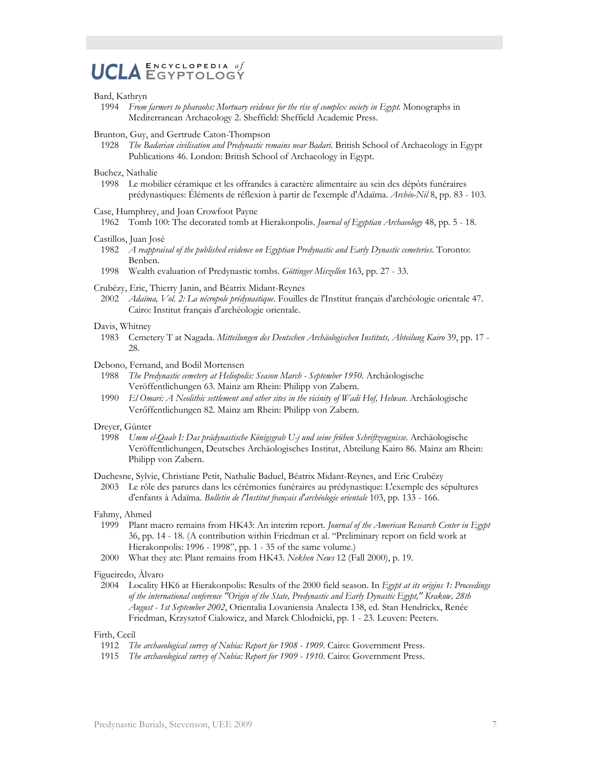Bard, Kathryn

1994 *From farmers to pharaohs: Mortuary evidence for the rise of complex society in Egypt*. Monographs in Mediterranean Archaeology 2. Sheffield: Sheffield Academic Press.

Brunton, Guy, and Gertrude Caton-Thompson

1928 *The Badarian civilisation and Predynastic remains near Badari*. British School of Archaeology in Egypt Publications 46. London: British School of Archaeology in Egypt.

Buchez, Nathalie

1998 Le mobilier céramique et les offrandes à caractère alimentaire au sein des dépôts funéraires prédynastiques: Éléments de réflexion à partir de l'exemple d'Adaïma. *Archéo-Nil* 8, pp. 83 - 103.

Case, Humphrey, and Joan Crowfoot Payne

1962 Tomb 100: The decorated tomb at Hierakonpolis. *Journal of Egyptian Archaeology* 48, pp. 5 - 18.

Castillos, Juan José

1982 *A reappraisal of the published evidence on Egyptian Predynastic and Early Dynastic cemeteries*. Toronto: Benben.

1998 Wealth evaluation of Predynastic tombs. *Göttinger Miszellen* 163, pp. 27 - 33.

Crubézy, Eric, Thierry Janin, and Béatrix Midant-Reynes

2002 *Adaïma, Vol. 2: La nécropole prédynastique*. Fouilles de l'Institut français d'archéologie orientale 47. Cairo: Institut français d'archéologie orientale.

Davis, Whitney

1983 Cemetery T at Nagada. *Mitteilungen des Deutschen Archäologischen Instituts, Abteilung Kairo* 39, pp. 17 - 28.

Debono, Fernand, and Bodil Mortensen

1988 *The Predynastic cemetery at Heliopolis: Season March - September 1950*. Archäologische Veröffentlichungen 63. Mainz am Rhein: Philipp von Zabern.

1990 *El Omari: A Neolithic settlement and other sites in the vicinity of Wadi Hof, Helwan*. Archäologische Veröffentlichungen 82. Mainz am Rhein: Philipp von Zabern.

Dreyer, Günter

1998 *Umm el-Qaab I: Das prädynastische Königsgrab U-j und seine frühen Schriftzeugnisse*. Archäologische Veröffentlichungen, Deutsches Archäologisches Institut, Abteilung Kairo 86. Mainz am Rhein: Philipp von Zabern.

Duchesne, Sylvie, Christiane Petit, Nathalie Baduel, Béatrix Midant-Reynes, and Eric Crubézy

2003 Le rôle des parures dans les cérémonies funéraires au prédynastique: L'exemple des sépultures d'enfants à Adaïma. *Bulletin de l'Institut français d'archéologie orientale* 103, pp. 133 - 166.

Fahmy, Ahmed

1999 Plant macro remains from HK43: An interim report. *Journal of the American Research Center in Egypt* 36, pp. 14 - 18. (A contribution within Friedman et al. "Preliminary report on field work at Hierakonpolis: 1996 - 1998", pp. 1 - 35 of the same volume.)

2000 What they ate: Plant remains from HK43. *Nekhen News* 12 (Fall 2000), p. 19.

Figueiredo, Álvaro

2004 Locality HK6 at Hierakonpolis: Results of the 2000 field season. In *Egypt at its origins 1: Proceedings of the international conference "Origin of the State, Predynastic and Early Dynastic Egypt," Krakow, 28th August - 1st September 2002*, Orientalia Lovaniensia Analecta 138, ed. Stan Hendrickx, Renée Friedman, Krzysztof Cialowicz, and Marek Chlodnicki, pp. 1 - 23. Leuven: Peeters.

Firth, Cecil

1912 *The archaeological survey of Nubia: Report for 1908 - 1909*. Cairo: Government Press.

1915 *The archaeological survey of Nubia: Report for 1909 - 1910*. Cairo: Government Press.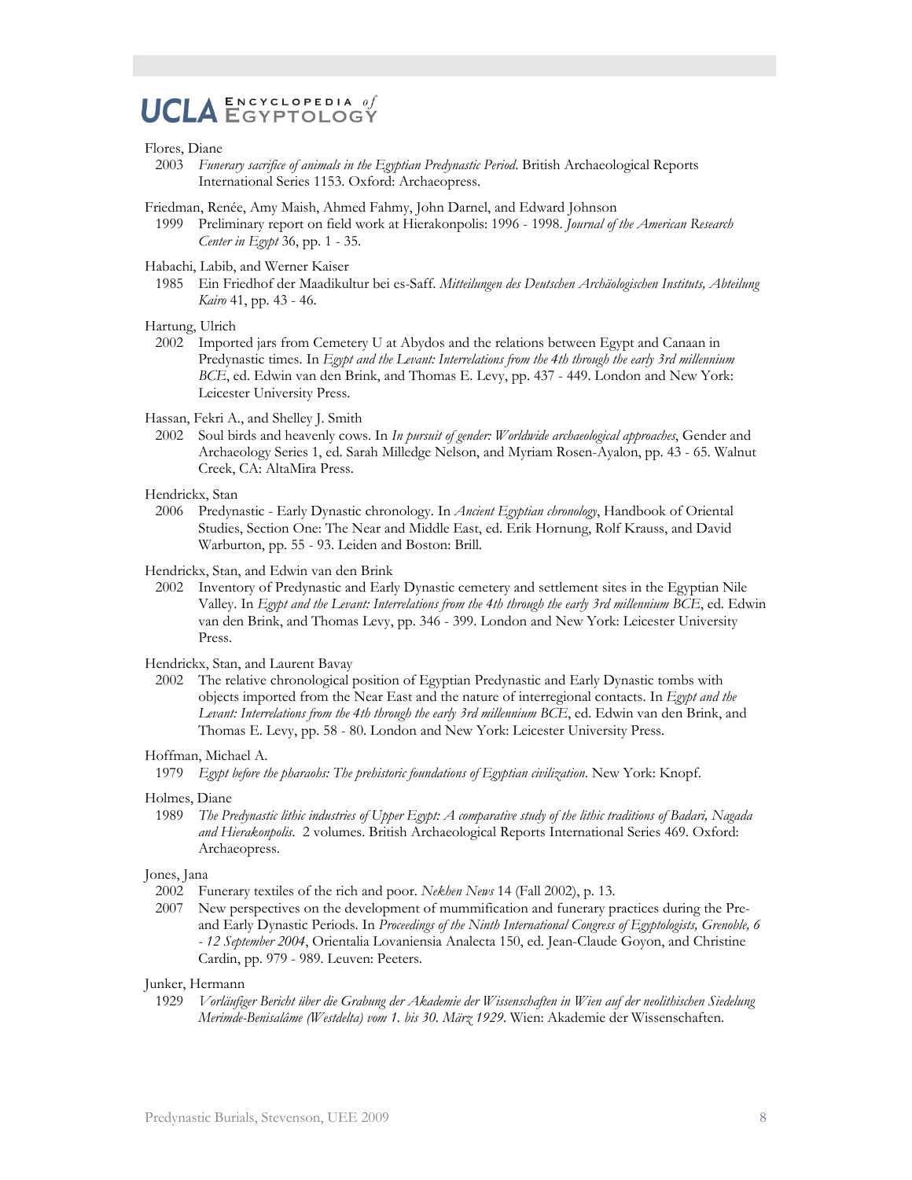Flores, Diane

2003 *Funerary sacrifice of animals in the Egyptian Predynastic Period*. British Archaeological Reports International Series 1153. Oxford: Archaeopress.

Friedman, Renée, Amy Maish, Ahmed Fahmy, John Darnel, and Edward Johnson

1999 Preliminary report on field work at Hierakonpolis: 1996 - 1998. *Journal of the American Research Center in Egypt* 36, pp. 1 - 35.

Habachi, Labib, and Werner Kaiser

1985 Ein Friedhof der Maadikultur bei es-Saff. *Mitteilungen des Deutschen Archäologischen Instituts, Abteilung Kairo* 41, pp. 43 - 46.

Hartung, Ulrich

2002 Imported jars from Cemetery U at Abydos and the relations between Egypt and Canaan in Predynastic times. In *Egypt and the Levant: Interrelations from the 4th through the early 3rd millennium BCE*, ed. Edwin van den Brink, and Thomas E. Levy, pp. 437 - 449. London and New York: Leicester University Press.

Hassan, Fekri A., and Shelley J. Smith

2002 Soul birds and heavenly cows. In *In pursuit of gender: Worldwide archaeological approaches*, Gender and Archaeology Series 1, ed. Sarah Milledge Nelson, and Myriam Rosen-Ayalon, pp. 43 - 65. Walnut Creek, CA: AltaMira Press.

Hendrickx, Stan

2006 Predynastic - Early Dynastic chronology. In *Ancient Egyptian chronology*, Handbook of Oriental Studies, Section One: The Near and Middle East, ed. Erik Hornung, Rolf Krauss, and David Warburton, pp. 55 - 93. Leiden and Boston: Brill.

Hendrickx, Stan, and Edwin van den Brink

2002 Inventory of Predynastic and Early Dynastic cemetery and settlement sites in the Egyptian Nile Valley. In *Egypt and the Levant: Interrelations from the 4th through the early 3rd millennium BCE*, ed. Edwin van den Brink, and Thomas Levy, pp. 346 - 399. London and New York: Leicester University Press.

Hendrickx, Stan, and Laurent Bavay

2002 The relative chronological position of Egyptian Predynastic and Early Dynastic tombs with objects imported from the Near East and the nature of interregional contacts. In *Egypt and the Levant: Interrelations from the 4th through the early 3rd millennium BCE*, ed. Edwin van den Brink, and Thomas E. Levy, pp. 58 - 80. London and New York: Leicester University Press.

Hoffman, Michael A.

1979 *Egypt before the pharaohs: The prehistoric foundations of Egyptian civilization*. New York: Knopf.

Holmes, Diane

1989 *The Predynastic lithic industries of Upper Egypt: A comparative study of the lithic traditions of Badari, Nagada and Hierakonpolis.* 2 volumes. British Archaeological Reports International Series 469. Oxford: Archaeopress.

Jones, Jana

2002 Funerary textiles of the rich and poor. *Nekhen News* 14 (Fall 2002), p. 13.

2007 New perspectives on the development of mummification and funerary practices during the Pre- and Early Dynastic Periods. In *Proceedings of the Ninth International Congress of Egyptologists, Grenoble, 6 - 12 September 2004*, Orientalia Lovaniensia Analecta 150, ed. Jean-Claude Goyon, and Christine Cardin, pp. 979 - 989. Leuven: Peeters.

Junker, Hermann

1929 *Vorläufiger Bericht über die Grabung der Akademie der Wissenschaften in Wien auf der neolithischen Siedelung Merimde-Benisalâme (Westdelta) vom 1. bis 30. März 1929*. Wien: Akademie der Wissenschaften.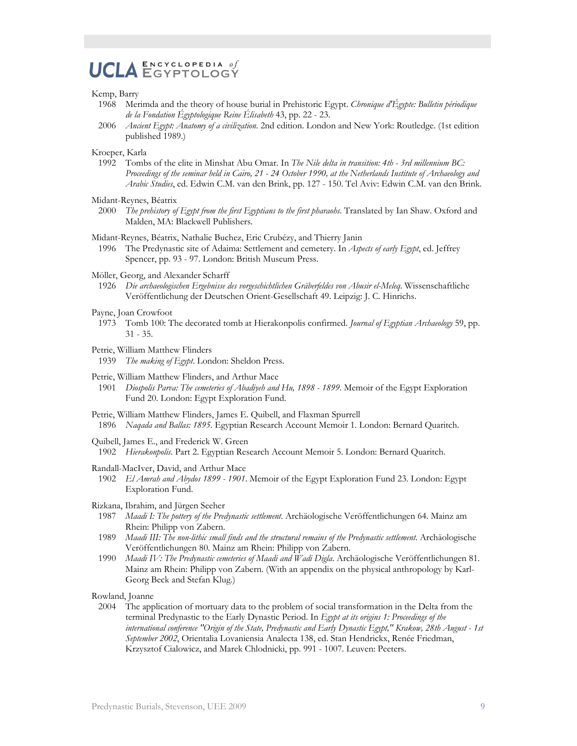Kemp, Barry

1968 Merimda and the theory of house burial in Prehistoric Egypt. *Chronique d'Égypte: Bulletin périodique de la Fondation Égyptologique Reine Élisabeth* 43, pp. 22 - 23.

2006 *Ancient Egypt: Anatomy of a civilization*. 2nd edition. London and New York: Routledge. (1st edition published 1989.)

Kroeper, Karla

1992 Tombs of the elite in Minshat Abu Omar. In *The Nile delta in transition: 4th - 3rd millennium BC: Proceedings of the seminar held in Cairo, 21 - 24 October 1990, at the Netherlands Institute of Archaeology and Arabic Studies*, ed. Edwin C.M. van den Brink, pp. 127 - 150. Tel Aviv: Edwin C.M. van den Brink.

Midant-Reynes, Béatrix

2000 *The prehistory of Egypt from the first Egyptians to the first pharaohs*. Translated by Ian Shaw. Oxford and Malden, MA: Blackwell Publishers.

Midant-Reynes, Béatrix, Nathalie Buchez, Eric Crubézy, and Thierry Janin

1996 The Predynastic site of Adaima: Settlement and cemetery. In *Aspects of early Egypt*, ed. Jeffrey Spencer, pp. 93 - 97. London: British Museum Press.

Möller, Georg, and Alexander Scharff

1926 *Die archaeologischen Ergebnisse des vorgeschichtlichen Gräberfeldes von Abusir el-Meleq*. Wissenschaftliche Veröffentlichung der Deutschen Orient-Gesellschaft 49. Leipzig: J. C. Hinrichs.

Payne, Joan Crowfoot

1973 Tomb 100: The decorated tomb at Hierakonpolis confirmed. *Journal of Egyptian Archaeology* 59, pp. 31 - 35.

Petrie, William Matthew Flinders

1939 *The making of Egypt*. London: Sheldon Press.

Petrie, William Matthew Flinders, and Arthur Mace

1901 *Diospolis Parva: The cemeteries of Abadiyeh and Hu, 1898 - 1899*. Memoir of the Egypt Exploration Fund 20. London: Egypt Exploration Fund.

Petrie, William Matthew Flinders, James E. Quibell, and Flaxman Spurrell

1896 *Naqada and Ballas: 1895*. Egyptian Research Account Memoir 1. London: Bernard Quaritch.

Quibell, James E., and Frederick W. Green

1902 *Hierakonpolis*. Part 2. Egyptian Research Account Memoir 5. London: Bernard Quaritch.

Randall-MacIver, David, and Arthur Mace

1902 *El Amrah and Abydos 1899 - 1901*. Memoir of the Egypt Exploration Fund 23. London: Egypt Exploration Fund.

Rizkana, Ibrahim, and Jürgen Seeher

1987 *Maadi I: The pottery of the Predynastic settlement*. Archäologische Veröffentlichungen 64. Mainz am Rhein: Philipp von Zabern.

1989 *Maadi III: The non-lithic small finds and the structural remains of the Predynastic settlement*. Archäologische Veröffentlichungen 80. Mainz am Rhein: Philipp von Zabern.

1990 *Maadi IV: The Predynastic cemeteries of Maadi and Wadi Digla*. Archäologische Veröffentlichungen 81. Mainz am Rhein: Philipp von Zabern. (With an appendix on the physical anthropology by Karl-Georg Beck and Stefan Klug.)

Rowland, Joanne

2004 The application of mortuary data to the problem of social transformation in the Delta from the terminal Predynastic to the Early Dynastic Period. In *Egypt at its origins 1: Proceedings of the international conference "Origin of the State, Predynastic and Early Dynastic Egypt," Krakow, 28th August - 1st September 2002*, Orientalia Lovaniensia Analecta 138, ed. Stan Hendrickx, Renée Friedman, Krzysztof Cialowicz, and Marek Chlodnicki, pp. 991 - 1007. Leuven: Peeters.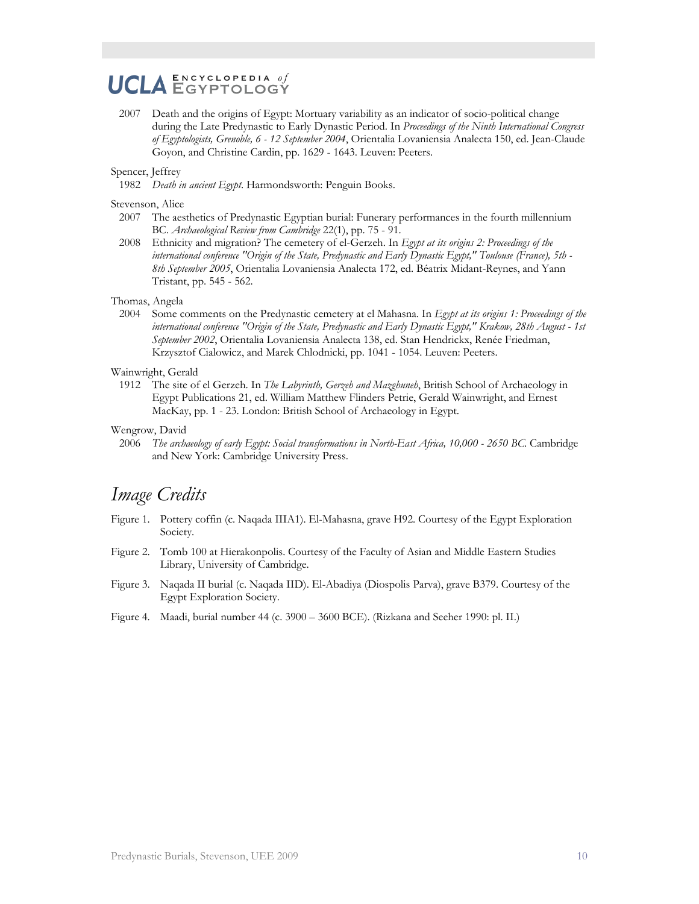2007 Death and the origins of Egypt: Mortuary variability as an indicator of socio-political change during the Late Predynastic to Early Dynastic Period. In *Proceedings of the Ninth International Congress of Egyptologists, Grenoble, 6 - 12 September 2004*, Orientalia Lovaniensia Analecta 150, ed. Jean-Claude Goyon, and Christine Cardin, pp. 1629 - 1643. Leuven: Peeters.

Spencer, Jeffrey

1982 *Death in ancient Egypt*. Harmondsworth: Penguin Books.

Stevenson, Alice

2007 The aesthetics of Predynastic Egyptian burial: Funerary performances in the fourth millennium BC. *Archaeological Review from Cambridge* 22(1), pp. 75 - 91.

2008 Ethnicity and migration? The cemetery of el-Gerzeh. In *Egypt at its origins 2: Proceedings of the international conference "Origin of the State, Predynastic and Early Dynastic Egypt," Toulouse (France), 5th - 8th September 2005*, Orientalia Lovaniensia Analecta 172, ed. Béatrix Midant-Reynes, and Yann Tristant, pp. 545 - 562.

Thomas, Angela

2004 Some comments on the Predynastic cemetery at el Mahasna. In *Egypt at its origins 1: Proceedings of the international conference "Origin of the State, Predynastic and Early Dynastic Egypt," Krakow, 28th August - 1st September 2002*, Orientalia Lovaniensia Analecta 138, ed. Stan Hendrickx, Renée Friedman, Krzysztof Cialowicz, and Marek Chlodnicki, pp. 1041 - 1054. Leuven: Peeters.

Wainwright, Gerald

1912 The site of el Gerzeh. In *The Labyrinth, Gerzeh and Mazghuneh*, British School of Archaeology in Egypt Publications 21, ed. William Matthew Flinders Petrie, Gerald Wainwright, and Ernest MacKay, pp. 1 - 23. London: British School of Archaeology in Egypt.

Wengrow, David

2006 *The archaeology of early Egypt: Social transformations in North-East Africa, 10,000 - 2650 BC*. Cambridge and New York: Cambridge University Press.

## *Image Credits*

Figure 1. Pottery coffin (c. Naqada IIIA1). El-Mahasna, grave H92. Courtesy of the Egypt Exploration Society.

Figure 2. Tomb 100 at Hierakonpolis. Courtesy of the Faculty of Asian and Middle Eastern Studies Library, University of Cambridge.

Figure 3. Naqada II burial (c. Naqada IID). El-Abadiya (Diospolis Parva), grave B379. Courtesy of the Egypt Exploration Society.

Figure 4. Maadi, burial number 44 (c. 3900 – 3600 BCE). (Rizkana and Seeher 1990: pl. II.)